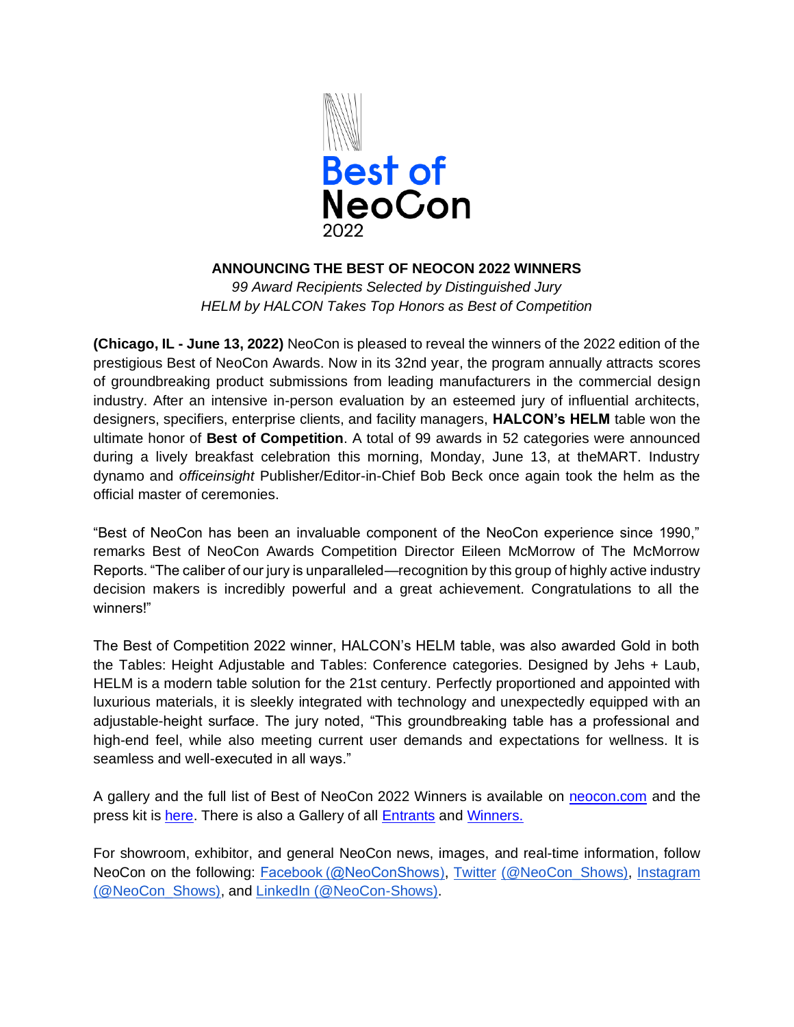Best of NeoCon 2022

## ANNOUNCING THE BEST OF NEOCON 2022 WINNERS

*99 Award Recipients Selected by Distinguished Jury*
*HELM by HALCON Takes Top Honors as Best of Competition*

**(Chicago, IL - June 13, 2022)** NeoCon is pleased to reveal the winners of the 2022 edition of the prestigious Best of NeoCon Awards. Now in its 32nd year, the program annually attracts scores of groundbreaking product submissions from leading manufacturers in the commercial design industry. After an intensive in-person evaluation by an esteemed jury of influential architects, designers, specifiers, enterprise clients, and facility managers, **HALCON's HELM** table won the ultimate honor of **Best of Competition**. A total of 99 awards in 52 categories were announced during a lively breakfast celebration this morning, Monday, June 13, at theMART. Industry dynamo and *officeinsight* Publisher/Editor-in-Chief Bob Beck once again took the helm as the official master of ceremonies.

"Best of NeoCon has been an invaluable component of the NeoCon experience since 1990," remarks Best of NeoCon Awards Competition Director Eileen McMorrow of The McMorrow Reports. "The caliber of our jury is unparalleled—recognition by this group of highly active industry decision makers is incredibly powerful and a great achievement. Congratulations to all the winners!"

The Best of Competition 2022 winner, HALCON's HELM table, was also awarded Gold in both the Tables: Height Adjustable and Tables: Conference categories. Designed by Jehs + Laub, HELM is a modern table solution for the 21st century. Perfectly proportioned and appointed with luxurious materials, it is sleekly integrated with technology and unexpectedly equipped with an adjustable-height surface. The jury noted, "This groundbreaking table has a professional and high-end feel, while also meeting current user demands and expectations for wellness. It is seamless and well-executed in all ways."

A gallery and the full list of Best of NeoCon 2022 Winners is available on [neocon.com](neocon.com) and the press kit is [here](). There is also a Gallery of all [Entrants]() and [Winners.]()

For showroom, exhibitor, and general NeoCon news, images, and real-time information, follow NeoCon on the following: [Facebook (@NeoConShows)](), [Twitter (@NeoCon_Shows)](), [Instagram (@NeoCon_Shows)](), and [LinkedIn (@NeoCon-Shows)]().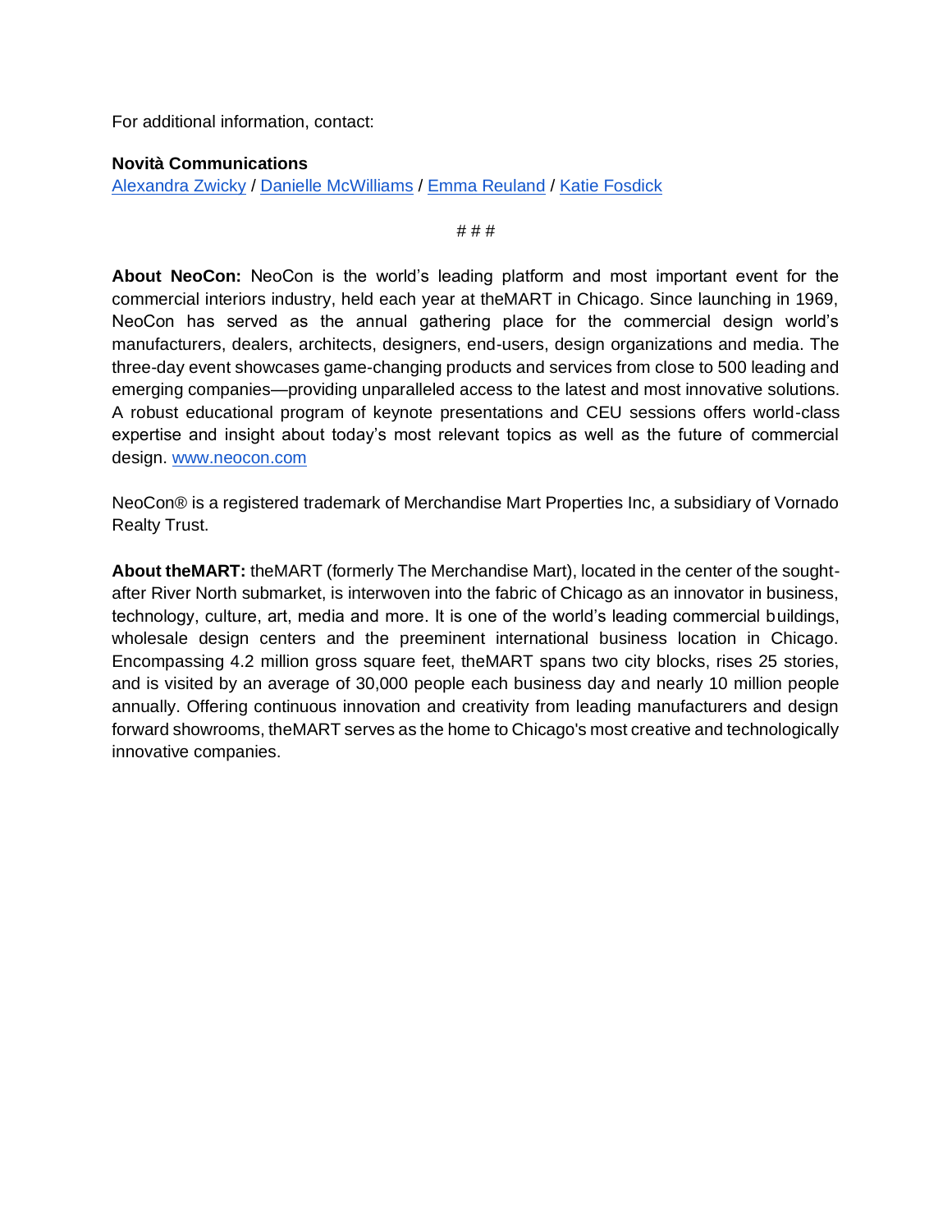For additional information, contact:

**Novità Communications**
Alexandra Zwicky / Danielle McWilliams / Emma Reuland / Katie Fosdick

# # #

**About NeoCon:** NeoCon is the world's leading platform and most important event for the commercial interiors industry, held each year at theMART in Chicago. Since launching in 1969, NeoCon has served as the annual gathering place for the commercial design world's manufacturers, dealers, architects, designers, end-users, design organizations and media. The three-day event showcases game-changing products and services from close to 500 leading and emerging companies—providing unparalleled access to the latest and most innovative solutions. A robust educational program of keynote presentations and CEU sessions offers world-class expertise and insight about today's most relevant topics as well as the future of commercial design. www.neocon.com

NeoCon® is a registered trademark of Merchandise Mart Properties Inc, a subsidiary of Vornado Realty Trust.

**About theMART:** theMART (formerly The Merchandise Mart), located in the center of the sought-after River North submarket, is interwoven into the fabric of Chicago as an innovator in business, technology, culture, art, media and more. It is one of the world's leading commercial buildings, wholesale design centers and the preeminent international business location in Chicago. Encompassing 4.2 million gross square feet, theMART spans two city blocks, rises 25 stories, and is visited by an average of 30,000 people each business day and nearly 10 million people annually. Offering continuous innovation and creativity from leading manufacturers and design forward showrooms, theMART serves as the home to Chicago's most creative and technologically innovative companies.